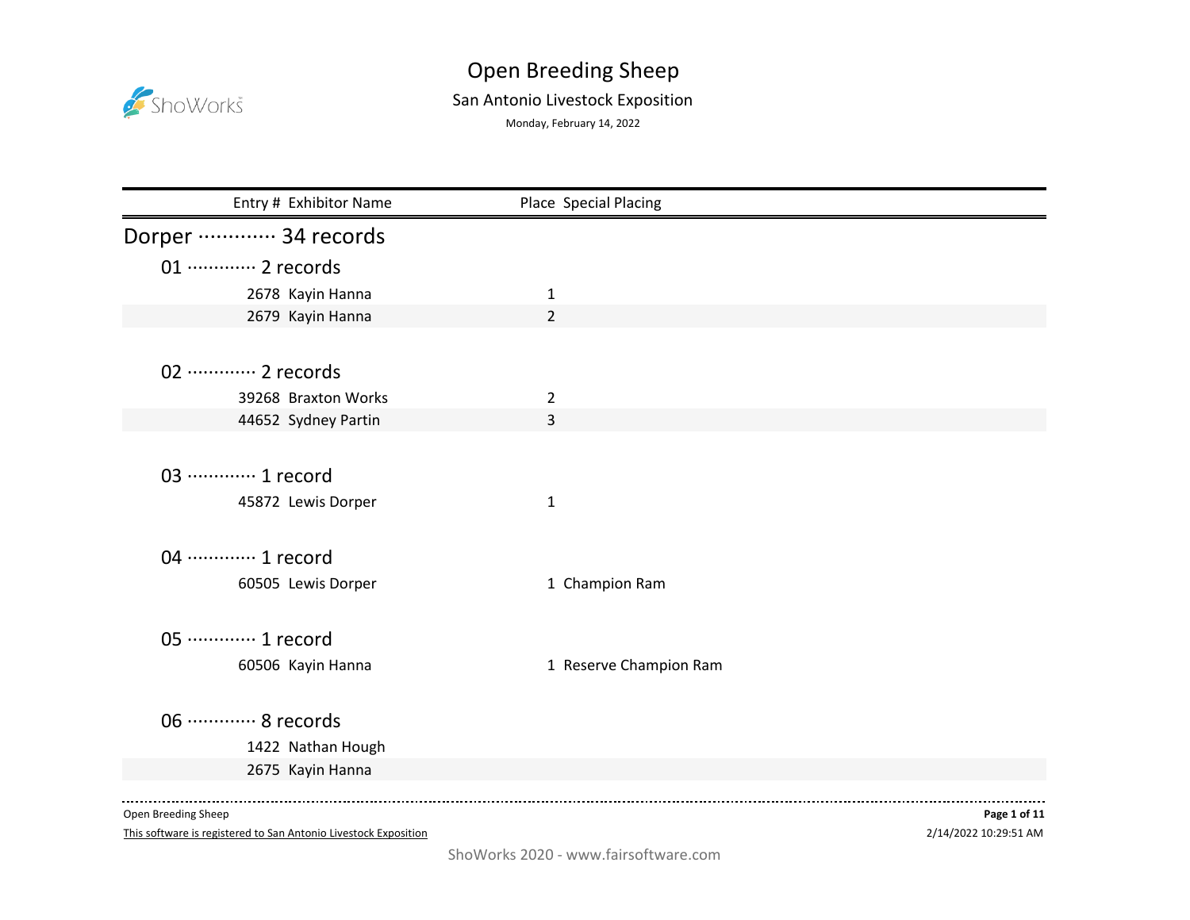# Open Breeding Sheep

## San Antonio Livestock Exposition

Monday, February 14, 2022

| Entry # | Exhibitor Name | Place | Special Placing |
|---|---|---|---|

## Dorper ············· 34 records

### 01 ············· 2 records

| Entry # | Exhibitor Name | Place | Special Placing |
|---|---|---|---|
| 2678 | Kayin Hanna | 1 | |
| 2679 | Kayin Hanna | 2 | |

### 02 ············· 2 records

| Entry # | Exhibitor Name | Place | Special Placing |
|---|---|---|---|
| 39268 | Braxton Works | 2 | |
| 44652 | Sydney Partin | 3 | |

### 03 ············· 1 record

| Entry # | Exhibitor Name | Place | Special Placing |
|---|---|---|---|
| 45872 | Lewis Dorper | 1 | |

### 04 ············· 1 record

| Entry # | Exhibitor Name | Place | Special Placing |
|---|---|---|---|
| 60505 | Lewis Dorper | 1 | Champion Ram |

### 05 ············· 1 record

| Entry # | Exhibitor Name | Place | Special Placing |
|---|---|---|---|
| 60506 | Kayin Hanna | 1 | Reserve Champion Ram |

### 06 ············· 8 records

| Entry # | Exhibitor Name | Place | Special Placing |
|---|---|---|---|
| 1422 | Nathan Hough | | |
| 2675 | Kayin Hanna | | |

This software is registered to San Antonio Livestock Exposition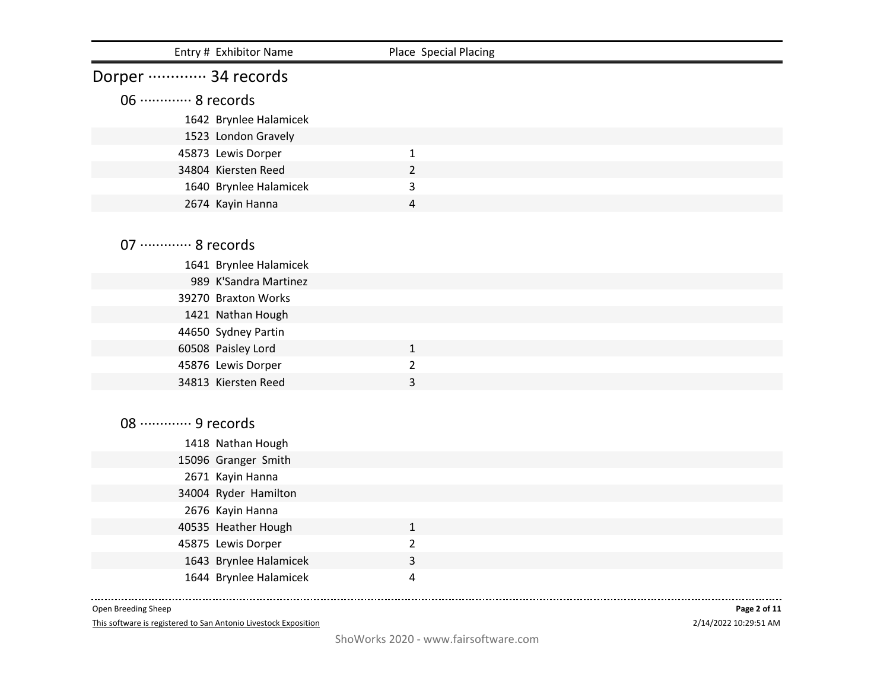| Entry # | Exhibitor Name | Place | Special Placing |
|---|---|---|---|

## Dorper ············· 34 records

### 06 ············· 8 records

| Entry # | Exhibitor Name | Place | Special Placing |
|---|---|---|---|
| 1642 | Brynlee Halamicek | | |
| 1523 | London Gravely | | |
| 45873 | Lewis Dorper | 1 | |
| 34804 | Kiersten Reed | 2 | |
| 1640 | Brynlee Halamicek | 3 | |
| 2674 | Kayin Hanna | 4 | |

### 07 ············· 8 records

| Entry # | Exhibitor Name | Place | Special Placing |
|---|---|---|---|
| 1641 | Brynlee Halamicek | | |
| 989 | K'Sandra Martinez | | |
| 39270 | Braxton Works | | |
| 1421 | Nathan Hough | | |
| 44650 | Sydney Partin | | |
| 60508 | Paisley Lord | 1 | |
| 45876 | Lewis Dorper | 2 | |
| 34813 | Kiersten Reed | 3 | |

### 08 ············· 9 records

| Entry # | Exhibitor Name | Place | Special Placing |
|---|---|---|---|
| 1418 | Nathan Hough | | |
| 15096 | Granger Smith | | |
| 2671 | Kayin Hanna | | |
| 34004 | Ryder Hamilton | | |
| 2676 | Kayin Hanna | | |
| 40535 | Heather Hough | 1 | |
| 45875 | Lewis Dorper | 2 | |
| 1643 | Brynlee Halamicek | 3 | |
| 1644 | Brynlee Halamicek | 4 | |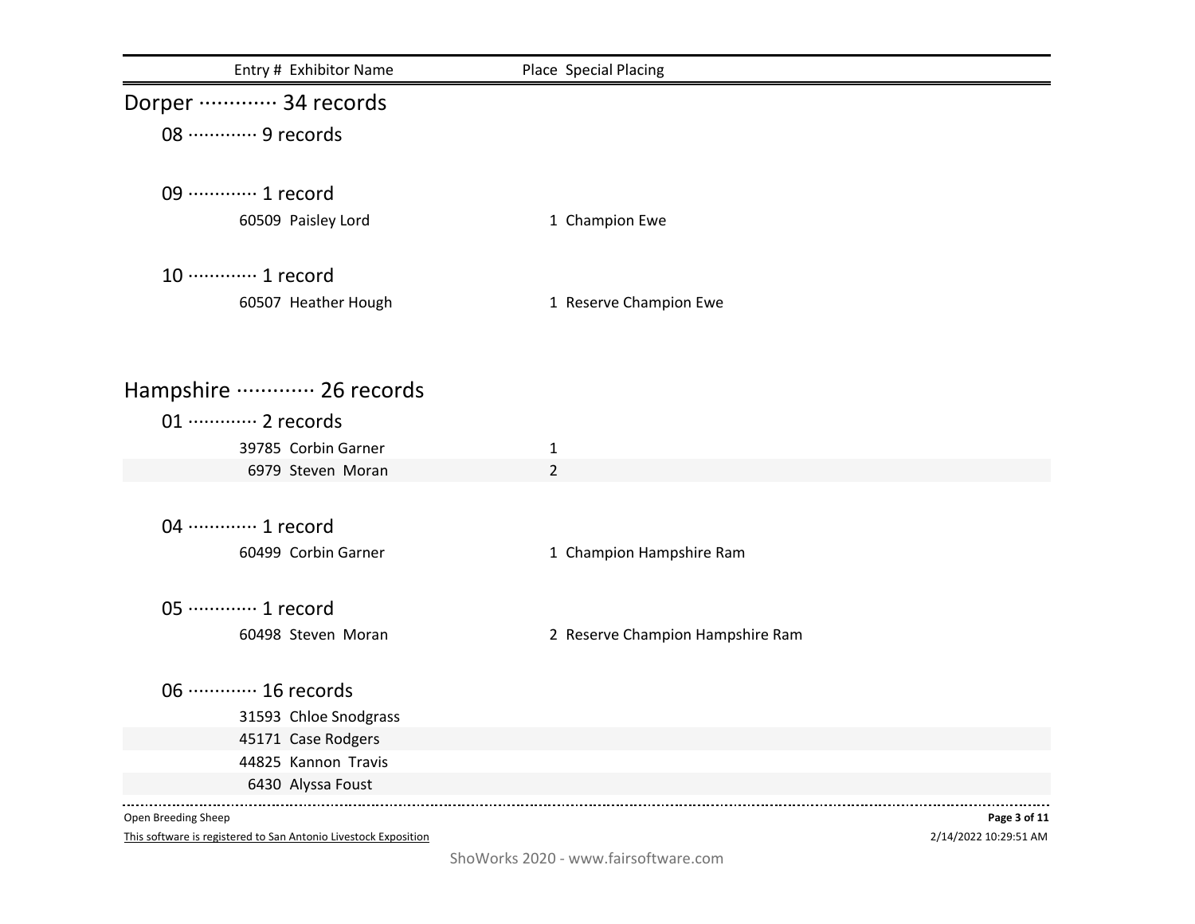| Entry # | Exhibitor Name | Place | Special Placing |
|---|---|---|---|

## Dorper ············· 34 records

### 08 ············· 9 records

### 09 ············· 1 record

| Entry # | Exhibitor Name | Place | Special Placing |
|---|---|---|---|
| 60509 | Paisley Lord | 1 | Champion Ewe |

### 10 ············· 1 record

| Entry # | Exhibitor Name | Place | Special Placing |
|---|---|---|---|
| 60507 | Heather Hough | 1 | Reserve Champion Ewe |

## Hampshire ············· 26 records

### 01 ············· 2 records

| Entry # | Exhibitor Name | Place | Special Placing |
|---|---|---|---|
| 39785 | Corbin Garner | 1 | |
| 6979 | Steven Moran | 2 | |

### 04 ············· 1 record

| Entry # | Exhibitor Name | Place | Special Placing |
|---|---|---|---|
| 60499 | Corbin Garner | 1 | Champion Hampshire Ram |

### 05 ············· 1 record

| Entry # | Exhibitor Name | Place | Special Placing |
|---|---|---|---|
| 60498 | Steven Moran | 2 | Reserve Champion Hampshire Ram |

### 06 ············· 16 records

| Entry # | Exhibitor Name | Place | Special Placing |
|---|---|---|---|
| 31593 | Chloe Snodgrass | | |
| 45171 | Case Rodgers | | |
| 44825 | Kannon Travis | | |
| 6430 | Alyssa Foust | | |

Open Breeding Sheep

This software is registered to San Antonio Livestock Exposition

2/14/2022 10:29:51 AM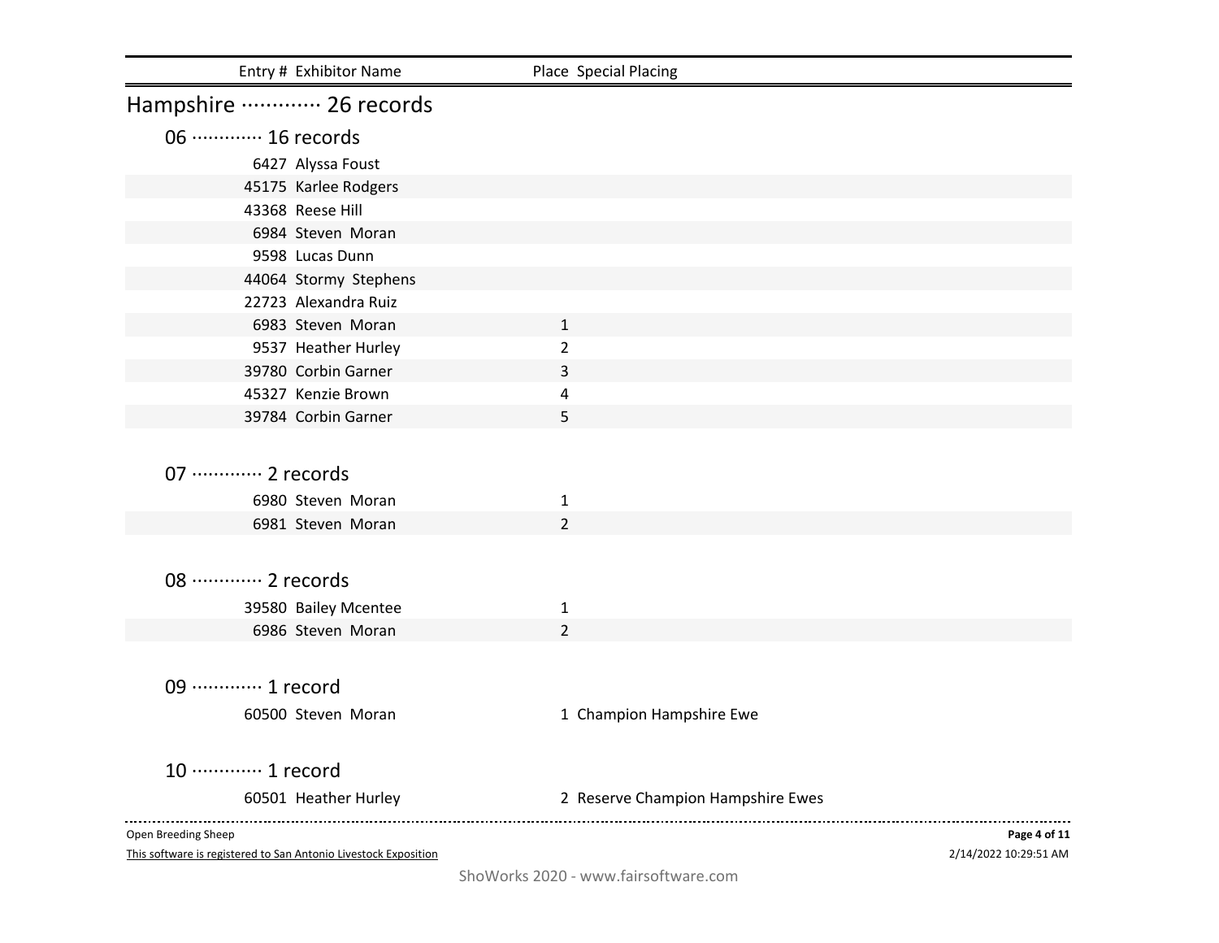| Entry # | Exhibitor Name | Place | Special Placing |
| --- | --- | --- | --- |

## Hampshire ············· 26 records

### 06 ············· 16 records

| Entry # | Exhibitor Name | Place | Special Placing |
| --- | --- | --- | --- |
| 6427 | Alyssa Foust | | |
| 45175 | Karlee Rodgers | | |
| 43368 | Reese Hill | | |
| 6984 | Steven Moran | | |
| 9598 | Lucas Dunn | | |
| 44064 | Stormy Stephens | | |
| 22723 | Alexandra Ruiz | | |
| 6983 | Steven Moran | 1 | |
| 9537 | Heather Hurley | 2 | |
| 39780 | Corbin Garner | 3 | |
| 45327 | Kenzie Brown | 4 | |
| 39784 | Corbin Garner | 5 | |

### 07 ············· 2 records

| Entry # | Exhibitor Name | Place | Special Placing |
| --- | --- | --- | --- |
| 6980 | Steven Moran | 1 | |
| 6981 | Steven Moran | 2 | |

### 08 ············· 2 records

| Entry # | Exhibitor Name | Place | Special Placing |
| --- | --- | --- | --- |
| 39580 | Bailey Mcentee | 1 | |
| 6986 | Steven Moran | 2 | |

### 09 ············· 1 record

| Entry # | Exhibitor Name | Place | Special Placing |
| --- | --- | --- | --- |
| 60500 | Steven Moran | 1 | Champion Hampshire Ewe |

### 10 ············· 1 record

| Entry # | Exhibitor Name | Place | Special Placing |
| --- | --- | --- | --- |
| 60501 | Heather Hurley | 2 | Reserve Champion Hampshire Ewes |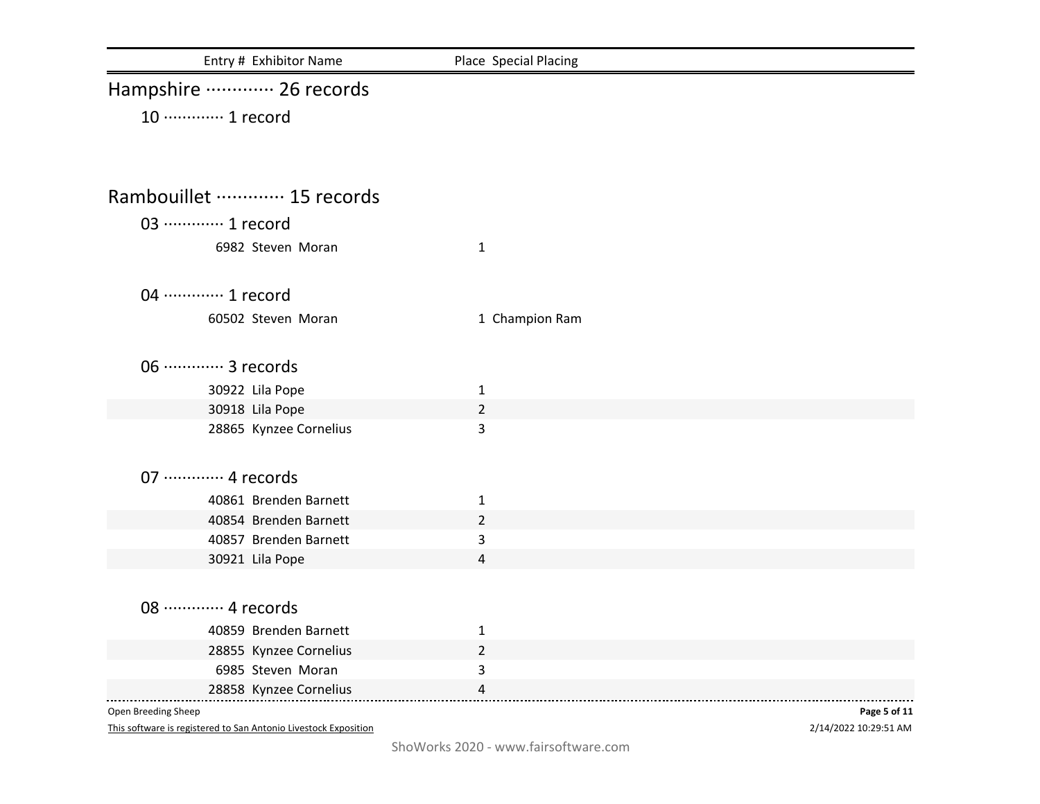| Entry # | Exhibitor Name | Place | Special Placing |
|---|---|---|---|

## Hampshire ············· 26 records

### 10 ············· 1 record

## Rambouillet ············· 15 records

### 03 ············· 1 record

| Entry # | Exhibitor Name | Place | Special Placing |
|---|---|---|---|
| 6982 | Steven Moran | 1 | |

### 04 ············· 1 record

| Entry # | Exhibitor Name | Place | Special Placing |
|---|---|---|---|
| 60502 | Steven Moran | 1 | Champion Ram |

### 06 ············· 3 records

| Entry # | Exhibitor Name | Place | Special Placing |
|---|---|---|---|
| 30922 | Lila Pope | 1 | |
| 30918 | Lila Pope | 2 | |
| 28865 | Kynzee Cornelius | 3 | |

### 07 ············· 4 records

| Entry # | Exhibitor Name | Place | Special Placing |
|---|---|---|---|
| 40861 | Brenden Barnett | 1 | |
| 40854 | Brenden Barnett | 2 | |
| 40857 | Brenden Barnett | 3 | |
| 30921 | Lila Pope | 4 | |

### 08 ············· 4 records

| Entry # | Exhibitor Name | Place | Special Placing |
|---|---|---|---|
| 40859 | Brenden Barnett | 1 | |
| 28855 | Kynzee Cornelius | 2 | |
| 6985 | Steven Moran | 3 | |
| 28858 | Kynzee Cornelius | 4 | |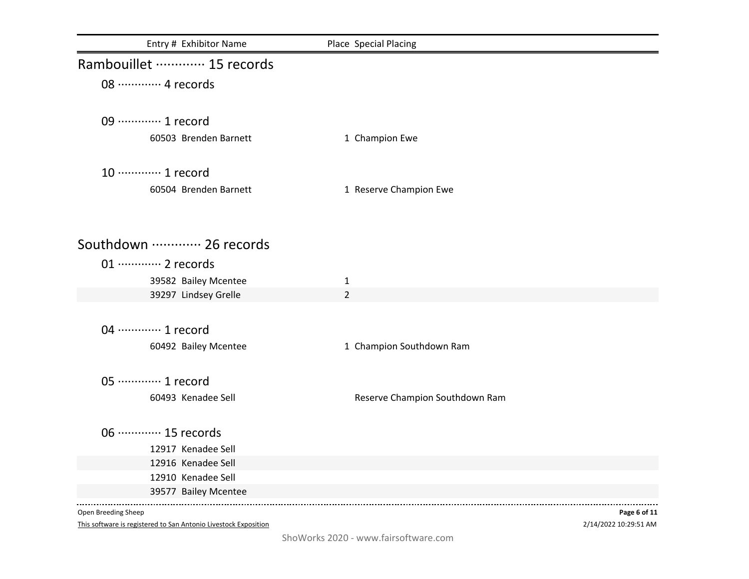| Entry # | Exhibitor Name | Place | Special Placing |
|---|---|---|---|

## Rambouillet ············· 15 records

### 08 ············· 4 records

### 09 ············· 1 record

| Entry # | Exhibitor Name | Place | Special Placing |
|---|---|---|---|
| 60503 | Brenden Barnett | 1 | Champion Ewe |

### 10 ············· 1 record

| Entry # | Exhibitor Name | Place | Special Placing |
|---|---|---|---|
| 60504 | Brenden Barnett | 1 | Reserve Champion Ewe |

## Southdown ············· 26 records

### 01 ············· 2 records

| Entry # | Exhibitor Name | Place | Special Placing |
|---|---|---|---|
| 39582 | Bailey Mcentee | 1 | |
| 39297 | Lindsey Grelle | 2 | |

### 04 ············· 1 record

| Entry # | Exhibitor Name | Place | Special Placing |
|---|---|---|---|
| 60492 | Bailey Mcentee | 1 | Champion Southdown Ram |

### 05 ············· 1 record

| Entry # | Exhibitor Name | Place | Special Placing |
|---|---|---|---|
| 60493 | Kenadee Sell | | Reserve Champion Southdown Ram |

### 06 ············· 15 records

| Entry # | Exhibitor Name | Place | Special Placing |
|---|---|---|---|
| 12917 | Kenadee Sell | | |
| 12916 | Kenadee Sell | | |
| 12910 | Kenadee Sell | | |
| 39577 | Bailey Mcentee | | |

Open Breeding Sheep

This software is registered to San Antonio Livestock Exposition

2/14/2022 10:29:51 AM

ShoWorks 2020 - www.fairsoftware.com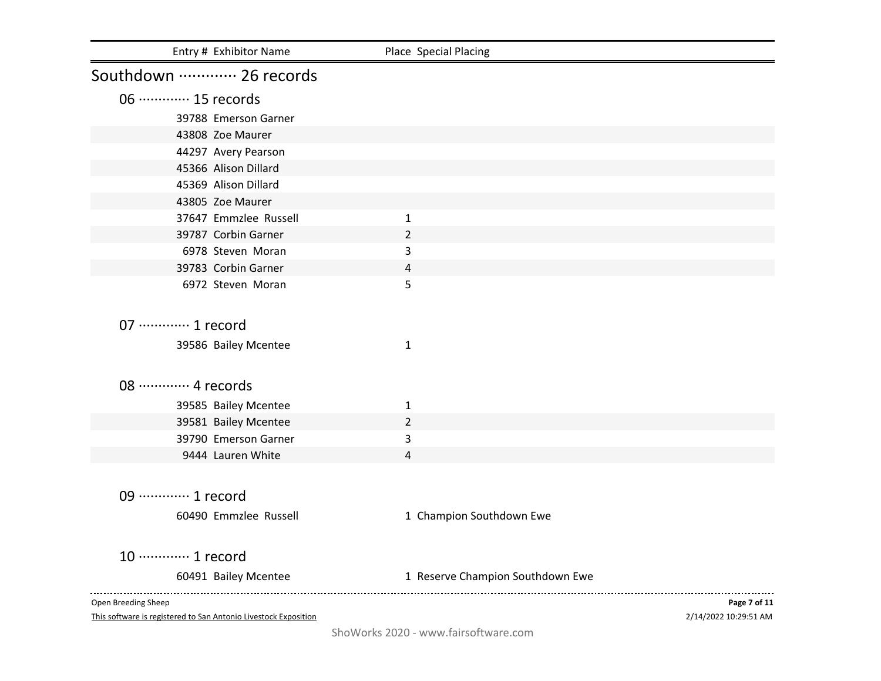| Entry # | Exhibitor Name | Place | Special Placing |
|---|---|---|---|

## Southdown ············· 26 records

### 06 ············· 15 records

| Entry # | Exhibitor Name | Place | Special Placing |
|---|---|---|---|
| 39788 | Emerson Garner | | |
| 43808 | Zoe Maurer | | |
| 44297 | Avery Pearson | | |
| 45366 | Alison Dillard | | |
| 45369 | Alison Dillard | | |
| 43805 | Zoe Maurer | | |
| 37647 | Emmzlee Russell | 1 | |
| 39787 | Corbin Garner | 2 | |
| 6978 | Steven Moran | 3 | |
| 39783 | Corbin Garner | 4 | |
| 6972 | Steven Moran | 5 | |

### 07 ············· 1 record

| Entry # | Exhibitor Name | Place | Special Placing |
|---|---|---|---|
| 39586 | Bailey Mcentee | 1 | |

### 08 ············· 4 records

| Entry # | Exhibitor Name | Place | Special Placing |
|---|---|---|---|
| 39585 | Bailey Mcentee | 1 | |
| 39581 | Bailey Mcentee | 2 | |
| 39790 | Emerson Garner | 3 | |
| 9444 | Lauren White | 4 | |

### 09 ············· 1 record

| Entry # | Exhibitor Name | Place | Special Placing |
|---|---|---|---|
| 60490 | Emmzlee Russell | 1 | Champion Southdown Ewe |

### 10 ············· 1 record

| Entry # | Exhibitor Name | Place | Special Placing |
|---|---|---|---|
| 60491 | Bailey Mcentee | 1 | Reserve Champion Southdown Ewe |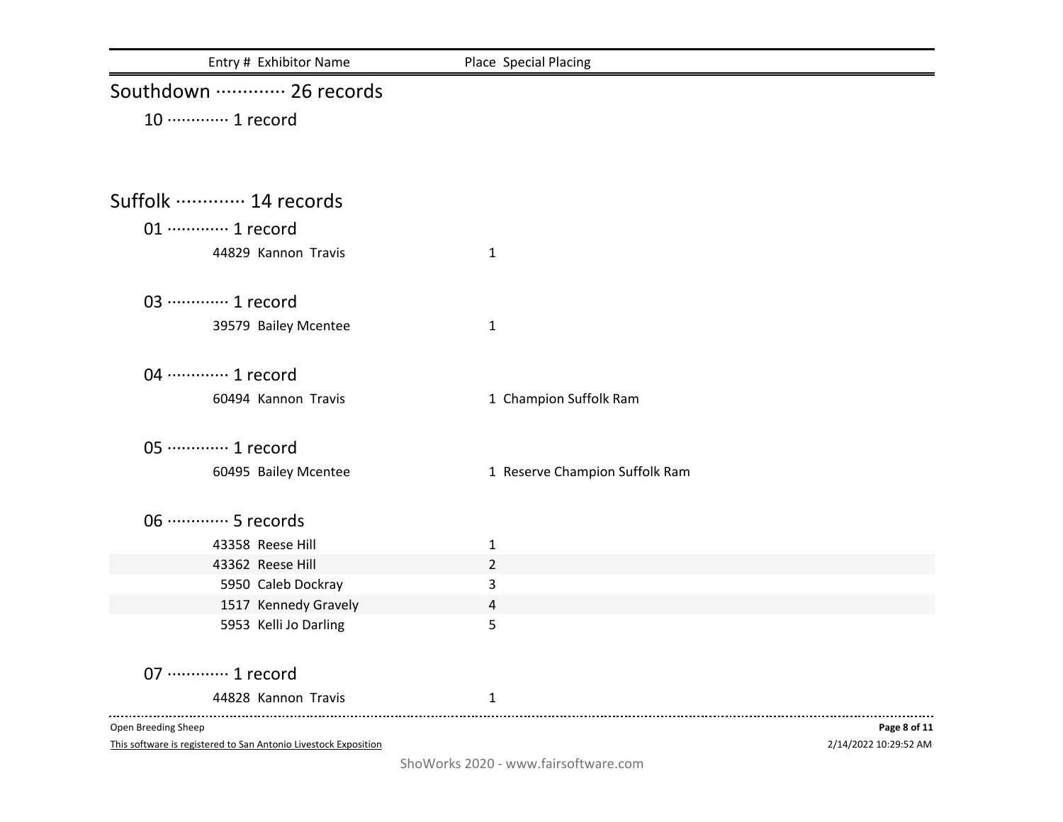| Entry # | Exhibitor Name | Place | Special Placing |
|---|---|---|---|

## Southdown ············· 26 records

### 10 ············· 1 record

## Suffolk ············· 14 records

### 01 ············· 1 record

| Entry # | Exhibitor Name | Place | Special Placing |
|---|---|---|---|
| 44829 | Kannon Travis | 1 | |

### 03 ············· 1 record

| Entry # | Exhibitor Name | Place | Special Placing |
|---|---|---|---|
| 39579 | Bailey Mcentee | 1 | |

### 04 ············· 1 record

| Entry # | Exhibitor Name | Place | Special Placing |
|---|---|---|---|
| 60494 | Kannon Travis | 1 | Champion Suffolk Ram |

### 05 ············· 1 record

| Entry # | Exhibitor Name | Place | Special Placing |
|---|---|---|---|
| 60495 | Bailey Mcentee | 1 | Reserve Champion Suffolk Ram |

### 06 ············· 5 records

| Entry # | Exhibitor Name | Place | Special Placing |
|---|---|---|---|
| 43358 | Reese Hill | 1 | |
| 43362 | Reese Hill | 2 | |
| 5950 | Caleb Dockray | 3 | |
| 1517 | Kennedy Gravely | 4 | |
| 5953 | Kelli Jo Darling | 5 | |

### 07 ············· 1 record

| Entry # | Exhibitor Name | Place | Special Placing |
|---|---|---|---|
| 44828 | Kannon Travis | 1 | |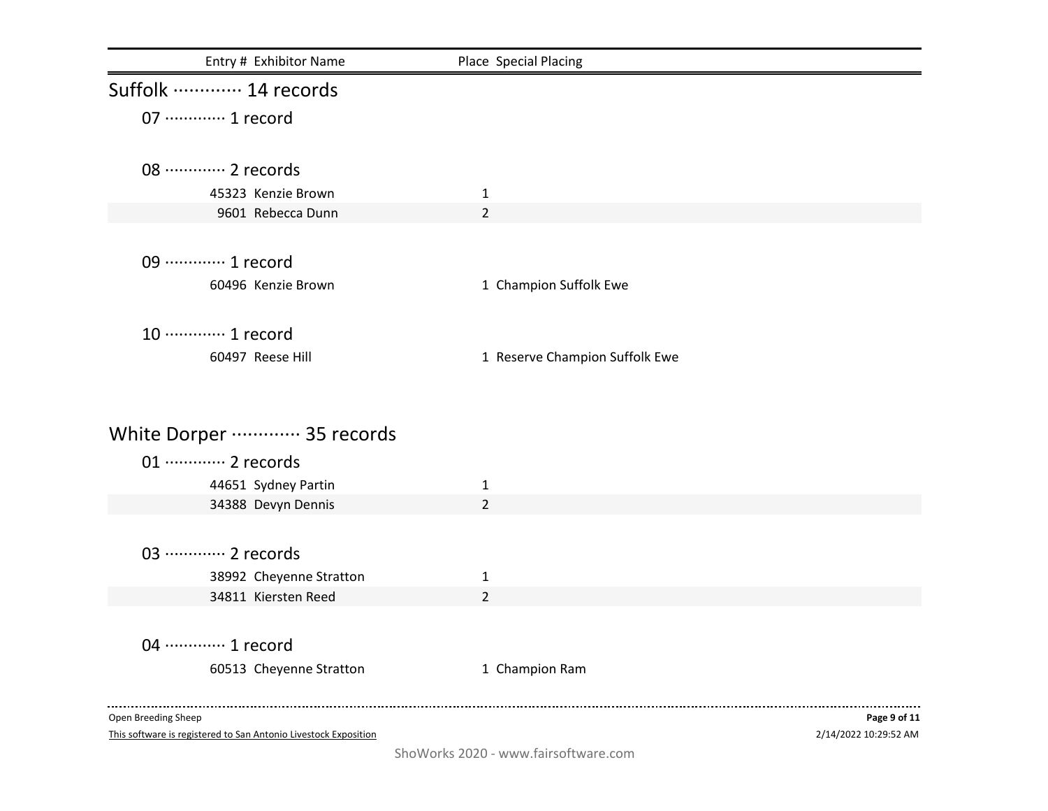| Entry # | Exhibitor Name | Place | Special Placing |
|---|---|---|---|

## Suffolk ············· 14 records

### 07 ············· 1 record

### 08 ············· 2 records

| Entry # | Exhibitor Name | Place | Special Placing |
|---|---|---|---|
| 45323 | Kenzie Brown | 1 | |
| 9601 | Rebecca Dunn | 2 | |

### 09 ············· 1 record

| Entry # | Exhibitor Name | Place | Special Placing |
|---|---|---|---|
| 60496 | Kenzie Brown | 1 | Champion Suffolk Ewe |

### 10 ············· 1 record

| Entry # | Exhibitor Name | Place | Special Placing |
|---|---|---|---|
| 60497 | Reese Hill | 1 | Reserve Champion Suffolk Ewe |

## White Dorper ············· 35 records

### 01 ············· 2 records

| Entry # | Exhibitor Name | Place | Special Placing |
|---|---|---|---|
| 44651 | Sydney Partin | 1 | |
| 34388 | Devyn Dennis | 2 | |

### 03 ············· 2 records

| Entry # | Exhibitor Name | Place | Special Placing |
|---|---|---|---|
| 38992 | Cheyenne Stratton | 1 | |
| 34811 | Kiersten Reed | 2 | |

### 04 ············· 1 record

| Entry # | Exhibitor Name | Place | Special Placing |
|---|---|---|---|
| 60513 | Cheyenne Stratton | 1 | Champion Ram |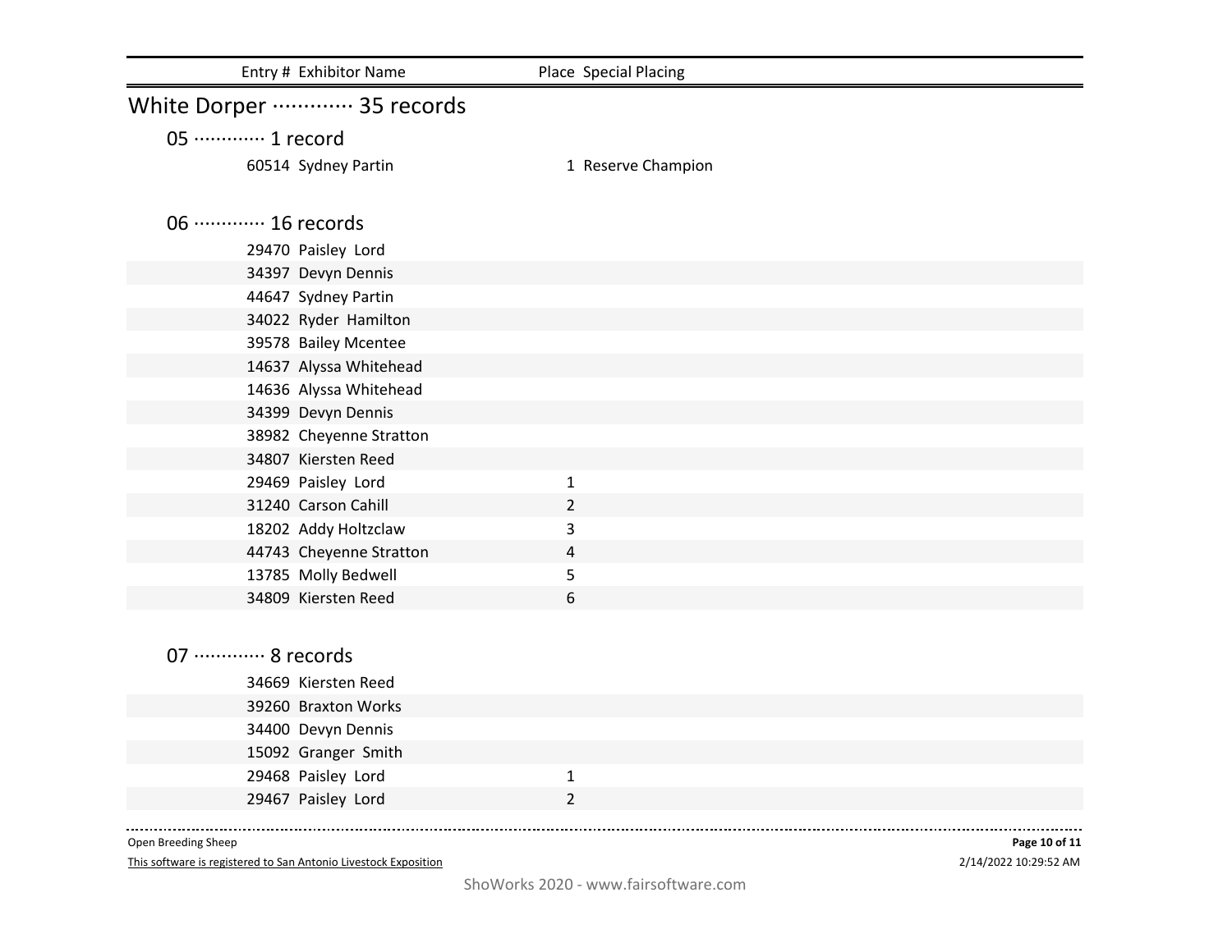| Entry # | Exhibitor Name | Place | Special Placing |
|---|---|---|---|

## White Dorper ············· 35 records

### 05 ············· 1 record

| Entry # | Exhibitor Name | Place | Special Placing |
|---|---|---|---|
| 60514 | Sydney Partin | 1 | Reserve Champion |

### 06 ············· 16 records

| Entry # | Exhibitor Name | Place | Special Placing |
|---|---|---|---|
| 29470 | Paisley Lord | | |
| 34397 | Devyn Dennis | | |
| 44647 | Sydney Partin | | |
| 34022 | Ryder Hamilton | | |
| 39578 | Bailey Mcentee | | |
| 14637 | Alyssa Whitehead | | |
| 14636 | Alyssa Whitehead | | |
| 34399 | Devyn Dennis | | |
| 38982 | Cheyenne Stratton | | |
| 34807 | Kiersten Reed | | |
| 29469 | Paisley Lord | 1 | |
| 31240 | Carson Cahill | 2 | |
| 18202 | Addy Holtzclaw | 3 | |
| 44743 | Cheyenne Stratton | 4 | |
| 13785 | Molly Bedwell | 5 | |
| 34809 | Kiersten Reed | 6 | |

### 07 ············· 8 records

| Entry # | Exhibitor Name | Place | Special Placing |
|---|---|---|---|
| 34669 | Kiersten Reed | | |
| 39260 | Braxton Works | | |
| 34400 | Devyn Dennis | | |
| 15092 | Granger Smith | | |
| 29468 | Paisley Lord | 1 | |
| 29467 | Paisley Lord | 2 | |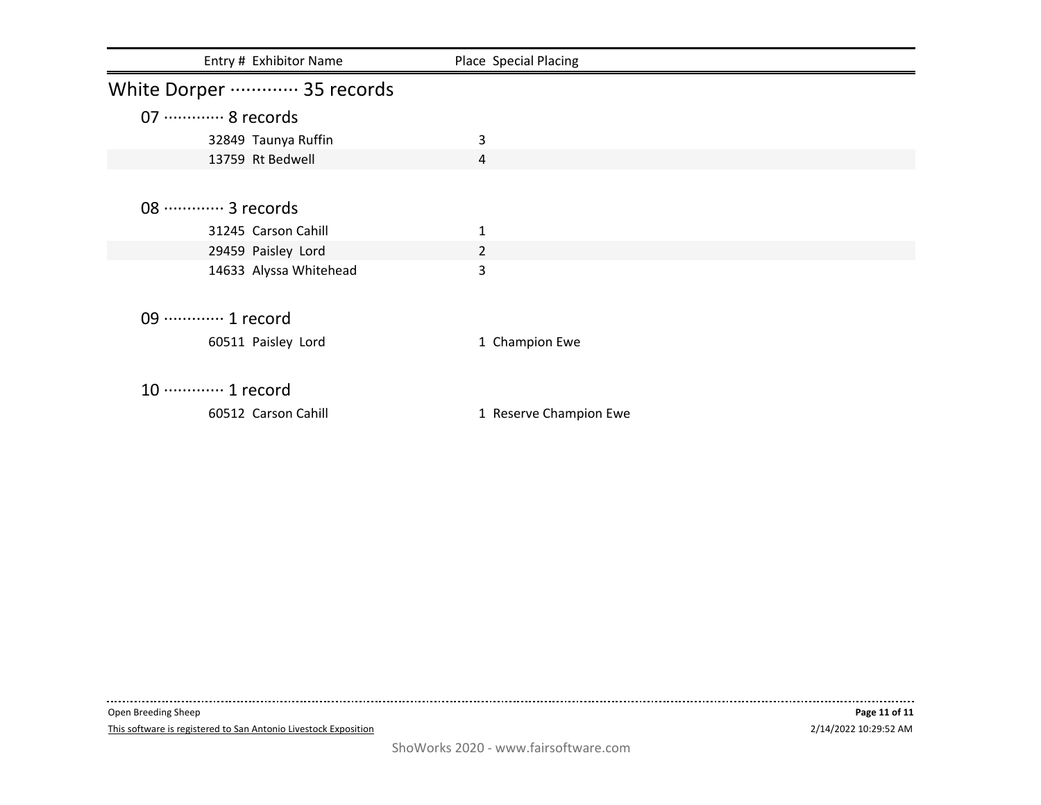| Entry # | Exhibitor Name | Place | Special Placing |
|---|---|---|---|

## White Dorper ············· 35 records

### 07 ············· 8 records

| Entry # | Exhibitor Name | Place | Special Placing |
|---|---|---|---|
| 32849 | Taunya Ruffin | 3 | |
| 13759 | Rt Bedwell | 4 | |

### 08 ············· 3 records

| Entry # | Exhibitor Name | Place | Special Placing |
|---|---|---|---|
| 31245 | Carson Cahill | 1 | |
| 29459 | Paisley Lord | 2 | |
| 14633 | Alyssa Whitehead | 3 | |

### 09 ············· 1 record

| Entry # | Exhibitor Name | Place | Special Placing |
|---|---|---|---|
| 60511 | Paisley Lord | 1 | Champion Ewe |

### 10 ············· 1 record

| Entry # | Exhibitor Name | Place | Special Placing |
|---|---|---|---|
| 60512 | Carson Cahill | 1 | Reserve Champion Ewe |